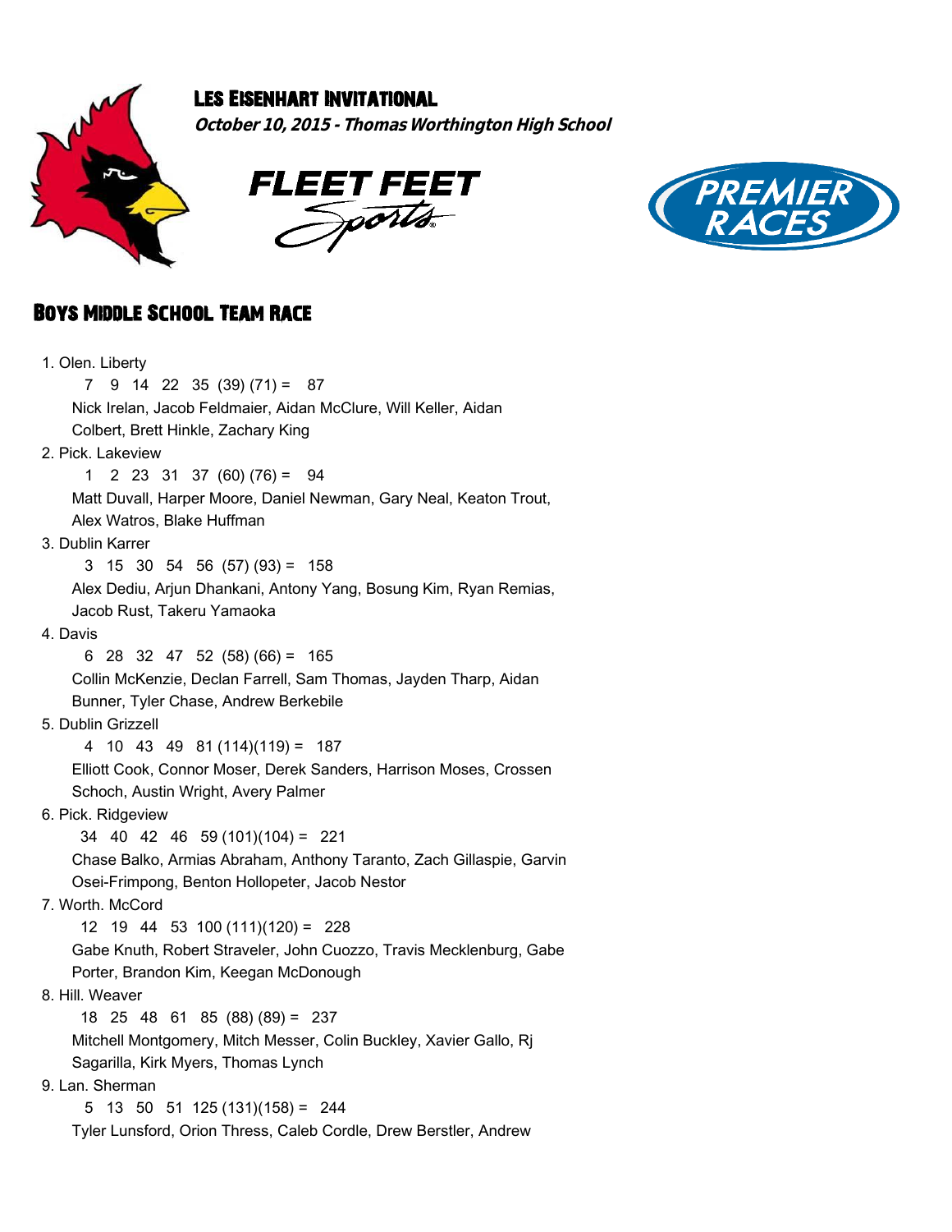## Les Eisenhart Invitational

***October 10, 2015 - Thomas Worthington High School***

FLEET FEET Sports

PREMIER RACES

## Boys Middle School Team Race

1. Olen. Liberty
   7 9 14 22 35 (39) (71) = 87
   Nick Irelan, Jacob Feldmaier, Aidan McClure, Will Keller, Aidan Colbert, Brett Hinkle, Zachary King
2. Pick. Lakeview
   1 2 23 31 37 (60) (76) = 94
   Matt Duvall, Harper Moore, Daniel Newman, Gary Neal, Keaton Trout, Alex Watros, Blake Huffman
3. Dublin Karrer
   3 15 30 54 56 (57) (93) = 158
   Alex Dediu, Arjun Dhankani, Antony Yang, Bosung Kim, Ryan Remias, Jacob Rust, Takeru Yamaoka
4. Davis
   6 28 32 47 52 (58) (66) = 165
   Collin McKenzie, Declan Farrell, Sam Thomas, Jayden Tharp, Aidan Bunner, Tyler Chase, Andrew Berkebile
5. Dublin Grizzell
   4 10 43 49 81 (114)(119) = 187
   Elliott Cook, Connor Moser, Derek Sanders, Harrison Moses, Crossen Schoch, Austin Wright, Avery Palmer
6. Pick. Ridgeview
   34 40 42 46 59 (101)(104) = 221
   Chase Balko, Armias Abraham, Anthony Taranto, Zach Gillaspie, Garvin Osei-Frimpong, Benton Hollopeter, Jacob Nestor
7. Worth. McCord
   12 19 44 53 100 (111)(120) = 228
   Gabe Knuth, Robert Straveler, John Cuozzo, Travis Mecklenburg, Gabe Porter, Brandon Kim, Keegan McDonough
8. Hill. Weaver
   18 25 48 61 85 (88) (89) = 237
   Mitchell Montgomery, Mitch Messer, Colin Buckley, Xavier Gallo, Rj Sagarilla, Kirk Myers, Thomas Lynch
9. Lan. Sherman
   5 13 50 51 125 (131)(158) = 244
   Tyler Lunsford, Orion Thress, Caleb Cordle, Drew Berstler, Andrew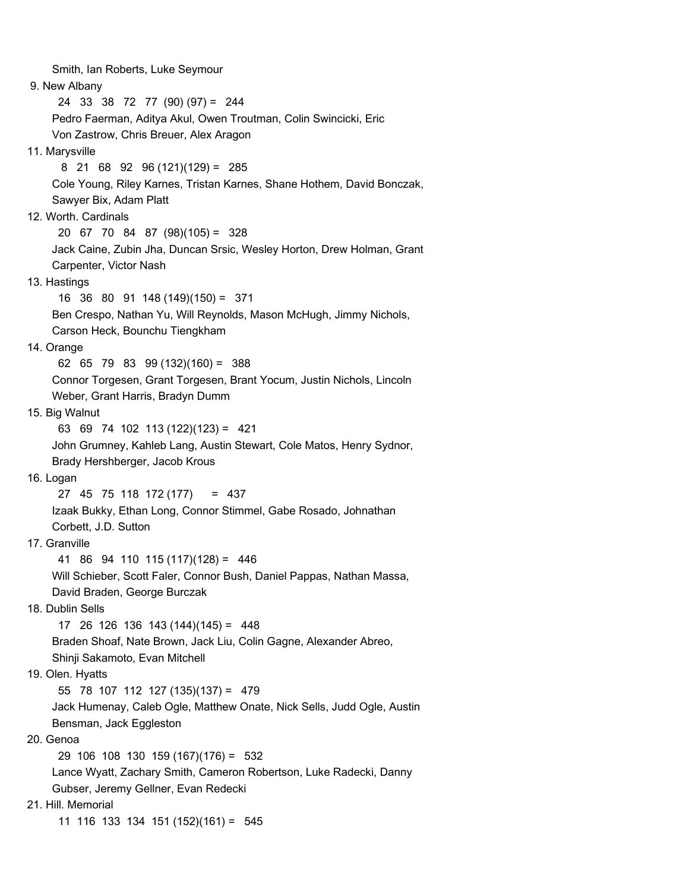Smith, Ian Roberts, Luke Seymour

9. New Albany
   24 33 38 72 77 (90) (97) = 244
   Pedro Faerman, Aditya Akul, Owen Troutman, Colin Swincicki, Eric Von Zastrow, Chris Breuer, Alex Aragon

11. Marysville
   8 21 68 92 96 (121)(129) = 285
   Cole Young, Riley Karnes, Tristan Karnes, Shane Hothem, David Bonczak, Sawyer Bix, Adam Platt

12. Worth. Cardinals
   20 67 70 84 87 (98)(105) = 328
   Jack Caine, Zubin Jha, Duncan Srsic, Wesley Horton, Drew Holman, Grant Carpenter, Victor Nash

13. Hastings
   16 36 80 91 148 (149)(150) = 371
   Ben Crespo, Nathan Yu, Will Reynolds, Mason McHugh, Jimmy Nichols, Carson Heck, Bounchu Tiengkham

14. Orange
   62 65 79 83 99 (132)(160) = 388
   Connor Torgesen, Grant Torgesen, Brant Yocum, Justin Nichols, Lincoln Weber, Grant Harris, Bradyn Dumm

15. Big Walnut
   63 69 74 102 113 (122)(123) = 421
   John Grumney, Kahleb Lang, Austin Stewart, Cole Matos, Henry Sydnor, Brady Hershberger, Jacob Krous

16. Logan
   27 45 75 118 172 (177) = 437
   Izaak Bukky, Ethan Long, Connor Stimmel, Gabe Rosado, Johnathan Corbett, J.D. Sutton

17. Granville
   41 86 94 110 115 (117)(128) = 446
   Will Schieber, Scott Faler, Connor Bush, Daniel Pappas, Nathan Massa, David Braden, George Burczak

18. Dublin Sells
   17 26 126 136 143 (144)(145) = 448
   Braden Shoaf, Nate Brown, Jack Liu, Colin Gagne, Alexander Abreo, Shinji Sakamoto, Evan Mitchell

19. Olen. Hyatts
   55 78 107 112 127 (135)(137) = 479
   Jack Humenay, Caleb Ogle, Matthew Onate, Nick Sells, Judd Ogle, Austin Bensman, Jack Eggleston

20. Genoa
   29 106 108 130 159 (167)(176) = 532
   Lance Wyatt, Zachary Smith, Cameron Robertson, Luke Radecki, Danny Gubser, Jeremy Gellner, Evan Redecki

21. Hill. Memorial
   11 116 133 134 151 (152)(161) = 545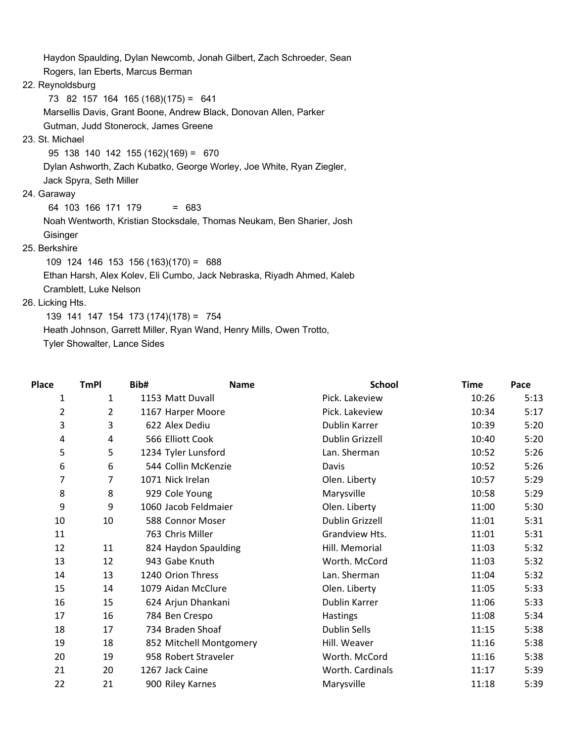Haydon Spaulding, Dylan Newcomb, Jonah Gilbert, Zach Schroeder, Sean Rogers, Ian Eberts, Marcus Berman

22. Reynoldsburg
    73 82 157 164 165 (168)(175) = 641
    Marsellis Davis, Grant Boone, Andrew Black, Donovan Allen, Parker Gutman, Judd Stonerock, James Greene

23. St. Michael
    95 138 140 142 155 (162)(169) = 670
    Dylan Ashworth, Zach Kubatko, George Worley, Joe White, Ryan Ziegler, Jack Spyra, Seth Miller

24. Garaway
    64 103 166 171 179 = 683
    Noah Wentworth, Kristian Stocksdale, Thomas Neukam, Ben Sharier, Josh Gisinger

25. Berkshire
    109 124 146 153 156 (163)(170) = 688
    Ethan Harsh, Alex Kolev, Eli Cumbo, Jack Nebraska, Riyadh Ahmed, Kaleb Cramblett, Luke Nelson

26. Licking Hts.
    139 141 147 154 173 (174)(178) = 754
    Heath Johnson, Garrett Miller, Ryan Wand, Henry Mills, Owen Trotto, Tyler Showalter, Lance Sides

| Place | TmPl | Bib# | Name | School | Time | Pace |
|---|---|---|---|---|---|---|
| 1 | 1 | 1153 | Matt Duvall | Pick. Lakeview | 10:26 | 5:13 |
| 2 | 2 | 1167 | Harper Moore | Pick. Lakeview | 10:34 | 5:17 |
| 3 | 3 | 622 | Alex Dediu | Dublin Karrer | 10:39 | 5:20 |
| 4 | 4 | 566 | Elliott Cook | Dublin Grizzell | 10:40 | 5:20 |
| 5 | 5 | 1234 | Tyler Lunsford | Lan. Sherman | 10:52 | 5:26 |
| 6 | 6 | 544 | Collin McKenzie | Davis | 10:52 | 5:26 |
| 7 | 7 | 1071 | Nick Irelan | Olen. Liberty | 10:57 | 5:29 |
| 8 | 8 | 929 | Cole Young | Marysville | 10:58 | 5:29 |
| 9 | 9 | 1060 | Jacob Feldmaier | Olen. Liberty | 11:00 | 5:30 |
| 10 | 10 | 588 | Connor Moser | Dublin Grizzell | 11:01 | 5:31 |
| 11 | | 763 | Chris Miller | Grandview Hts. | 11:01 | 5:31 |
| 12 | 11 | 824 | Haydon Spaulding | Hill. Memorial | 11:03 | 5:32 |
| 13 | 12 | 943 | Gabe Knuth | Worth. McCord | 11:03 | 5:32 |
| 14 | 13 | 1240 | Orion Thress | Lan. Sherman | 11:04 | 5:32 |
| 15 | 14 | 1079 | Aidan McClure | Olen. Liberty | 11:05 | 5:33 |
| 16 | 15 | 624 | Arjun Dhankani | Dublin Karrer | 11:06 | 5:33 |
| 17 | 16 | 784 | Ben Crespo | Hastings | 11:08 | 5:34 |
| 18 | 17 | 734 | Braden Shoaf | Dublin Sells | 11:15 | 5:38 |
| 19 | 18 | 852 | Mitchell Montgomery | Hill. Weaver | 11:16 | 5:38 |
| 20 | 19 | 958 | Robert Straveler | Worth. McCord | 11:16 | 5:38 |
| 21 | 20 | 1267 | Jack Caine | Worth. Cardinals | 11:17 | 5:39 |
| 22 | 21 | 900 | Riley Karnes | Marysville | 11:18 | 5:39 |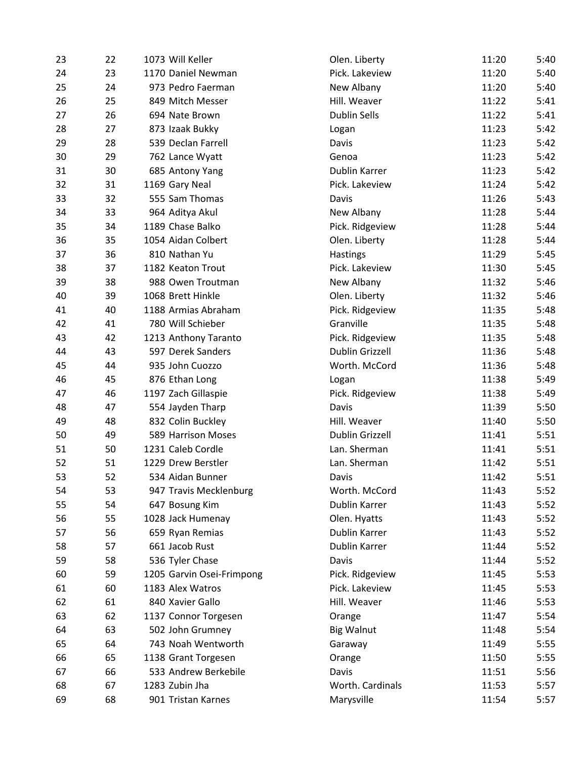| | | | | | |
|---|---|---|---|---|---|
| 23 | 22 | 1073 Will Keller | Olen. Liberty | 11:20 | 5:40 |
| 24 | 23 | 1170 Daniel Newman | Pick. Lakeview | 11:20 | 5:40 |
| 25 | 24 | 973 Pedro Faerman | New Albany | 11:20 | 5:40 |
| 26 | 25 | 849 Mitch Messer | Hill. Weaver | 11:22 | 5:41 |
| 27 | 26 | 694 Nate Brown | Dublin Sells | 11:22 | 5:41 |
| 28 | 27 | 873 Izaak Bukky | Logan | 11:23 | 5:42 |
| 29 | 28 | 539 Declan Farrell | Davis | 11:23 | 5:42 |
| 30 | 29 | 762 Lance Wyatt | Genoa | 11:23 | 5:42 |
| 31 | 30 | 685 Antony Yang | Dublin Karrer | 11:23 | 5:42 |
| 32 | 31 | 1169 Gary Neal | Pick. Lakeview | 11:24 | 5:42 |
| 33 | 32 | 555 Sam Thomas | Davis | 11:26 | 5:43 |
| 34 | 33 | 964 Aditya Akul | New Albany | 11:28 | 5:44 |
| 35 | 34 | 1189 Chase Balko | Pick. Ridgeview | 11:28 | 5:44 |
| 36 | 35 | 1054 Aidan Colbert | Olen. Liberty | 11:28 | 5:44 |
| 37 | 36 | 810 Nathan Yu | Hastings | 11:29 | 5:45 |
| 38 | 37 | 1182 Keaton Trout | Pick. Lakeview | 11:30 | 5:45 |
| 39 | 38 | 988 Owen Troutman | New Albany | 11:32 | 5:46 |
| 40 | 39 | 1068 Brett Hinkle | Olen. Liberty | 11:32 | 5:46 |
| 41 | 40 | 1188 Armias Abraham | Pick. Ridgeview | 11:35 | 5:48 |
| 42 | 41 | 780 Will Schieber | Granville | 11:35 | 5:48 |
| 43 | 42 | 1213 Anthony Taranto | Pick. Ridgeview | 11:35 | 5:48 |
| 44 | 43 | 597 Derek Sanders | Dublin Grizzell | 11:36 | 5:48 |
| 45 | 44 | 935 John Cuozzo | Worth. McCord | 11:36 | 5:48 |
| 46 | 45 | 876 Ethan Long | Logan | 11:38 | 5:49 |
| 47 | 46 | 1197 Zach Gillaspie | Pick. Ridgeview | 11:38 | 5:49 |
| 48 | 47 | 554 Jayden Tharp | Davis | 11:39 | 5:50 |
| 49 | 48 | 832 Colin Buckley | Hill. Weaver | 11:40 | 5:50 |
| 50 | 49 | 589 Harrison Moses | Dublin Grizzell | 11:41 | 5:51 |
| 51 | 50 | 1231 Caleb Cordle | Lan. Sherman | 11:41 | 5:51 |
| 52 | 51 | 1229 Drew Berstler | Lan. Sherman | 11:42 | 5:51 |
| 53 | 52 | 534 Aidan Bunner | Davis | 11:42 | 5:51 |
| 54 | 53 | 947 Travis Mecklenburg | Worth. McCord | 11:43 | 5:52 |
| 55 | 54 | 647 Bosung Kim | Dublin Karrer | 11:43 | 5:52 |
| 56 | 55 | 1028 Jack Humenay | Olen. Hyatts | 11:43 | 5:52 |
| 57 | 56 | 659 Ryan Remias | Dublin Karrer | 11:43 | 5:52 |
| 58 | 57 | 661 Jacob Rust | Dublin Karrer | 11:44 | 5:52 |
| 59 | 58 | 536 Tyler Chase | Davis | 11:44 | 5:52 |
| 60 | 59 | 1205 Garvin Osei-Frimpong | Pick. Ridgeview | 11:45 | 5:53 |
| 61 | 60 | 1183 Alex Watros | Pick. Lakeview | 11:45 | 5:53 |
| 62 | 61 | 840 Xavier Gallo | Hill. Weaver | 11:46 | 5:53 |
| 63 | 62 | 1137 Connor Torgesen | Orange | 11:47 | 5:54 |
| 64 | 63 | 502 John Grumney | Big Walnut | 11:48 | 5:54 |
| 65 | 64 | 743 Noah Wentworth | Garaway | 11:49 | 5:55 |
| 66 | 65 | 1138 Grant Torgesen | Orange | 11:50 | 5:55 |
| 67 | 66 | 533 Andrew Berkebile | Davis | 11:51 | 5:56 |
| 68 | 67 | 1283 Zubin Jha | Worth. Cardinals | 11:53 | 5:57 |
| 69 | 68 | 901 Tristan Karnes | Marysville | 11:54 | 5:57 |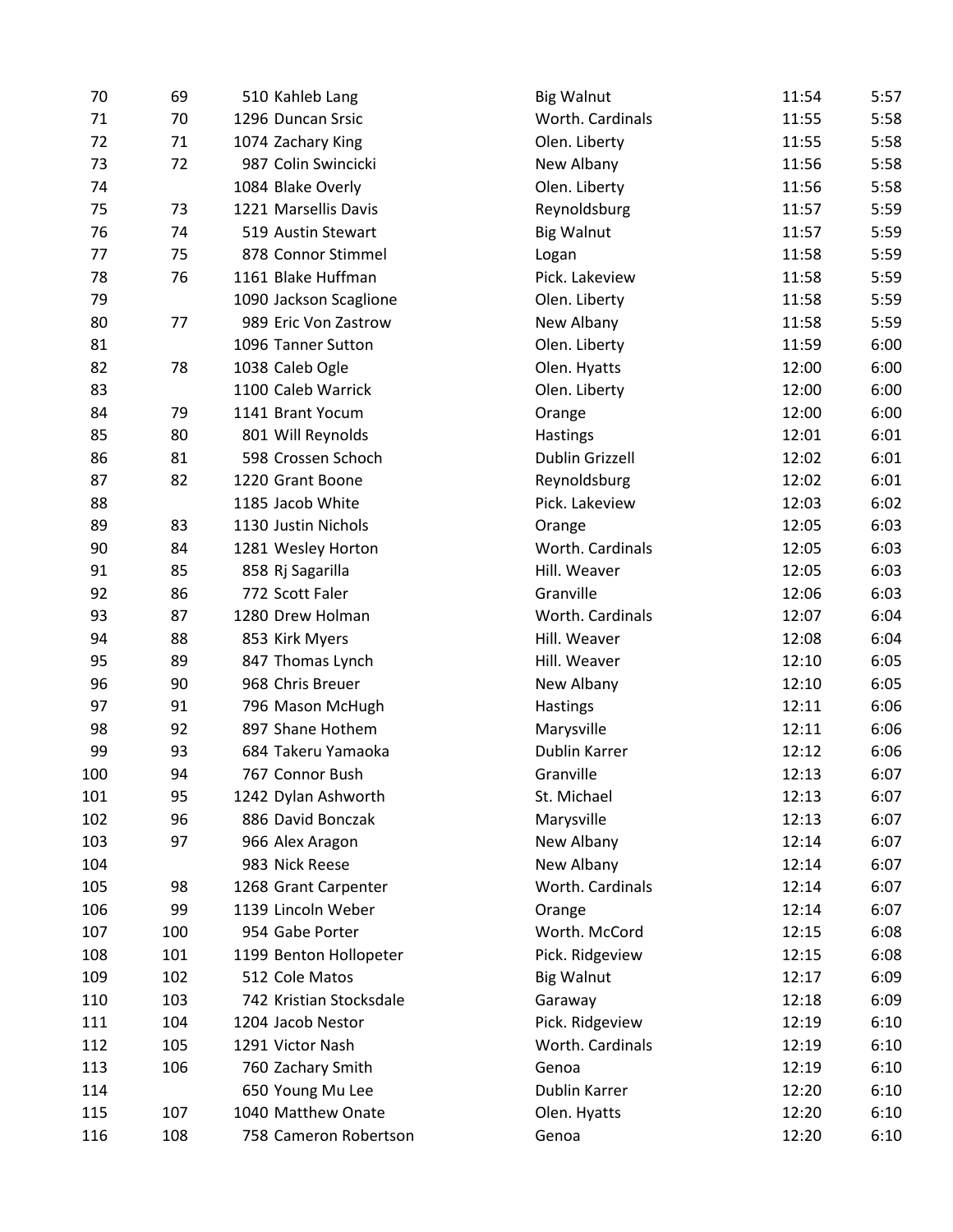| | | | | | |
|---|---|---|---|---|---|
| 70 | 69 | 510 Kahleb Lang | Big Walnut | 11:54 | 5:57 |
| 71 | 70 | 1296 Duncan Srsic | Worth. Cardinals | 11:55 | 5:58 |
| 72 | 71 | 1074 Zachary King | Olen. Liberty | 11:55 | 5:58 |
| 73 | 72 | 987 Colin Swincicki | New Albany | 11:56 | 5:58 |
| 74 | | 1084 Blake Overly | Olen. Liberty | 11:56 | 5:58 |
| 75 | 73 | 1221 Marsellis Davis | Reynoldsburg | 11:57 | 5:59 |
| 76 | 74 | 519 Austin Stewart | Big Walnut | 11:57 | 5:59 |
| 77 | 75 | 878 Connor Stimmel | Logan | 11:58 | 5:59 |
| 78 | 76 | 1161 Blake Huffman | Pick. Lakeview | 11:58 | 5:59 |
| 79 | | 1090 Jackson Scaglione | Olen. Liberty | 11:58 | 5:59 |
| 80 | 77 | 989 Eric Von Zastrow | New Albany | 11:58 | 5:59 |
| 81 | | 1096 Tanner Sutton | Olen. Liberty | 11:59 | 6:00 |
| 82 | 78 | 1038 Caleb Ogle | Olen. Hyatts | 12:00 | 6:00 |
| 83 | | 1100 Caleb Warrick | Olen. Liberty | 12:00 | 6:00 |
| 84 | 79 | 1141 Brant Yocum | Orange | 12:00 | 6:00 |
| 85 | 80 | 801 Will Reynolds | Hastings | 12:01 | 6:01 |
| 86 | 81 | 598 Crossen Schoch | Dublin Grizzell | 12:02 | 6:01 |
| 87 | 82 | 1220 Grant Boone | Reynoldsburg | 12:02 | 6:01 |
| 88 | | 1185 Jacob White | Pick. Lakeview | 12:03 | 6:02 |
| 89 | 83 | 1130 Justin Nichols | Orange | 12:05 | 6:03 |
| 90 | 84 | 1281 Wesley Horton | Worth. Cardinals | 12:05 | 6:03 |
| 91 | 85 | 858 Rj Sagarilla | Hill. Weaver | 12:05 | 6:03 |
| 92 | 86 | 772 Scott Faler | Granville | 12:06 | 6:03 |
| 93 | 87 | 1280 Drew Holman | Worth. Cardinals | 12:07 | 6:04 |
| 94 | 88 | 853 Kirk Myers | Hill. Weaver | 12:08 | 6:04 |
| 95 | 89 | 847 Thomas Lynch | Hill. Weaver | 12:10 | 6:05 |
| 96 | 90 | 968 Chris Breuer | New Albany | 12:10 | 6:05 |
| 97 | 91 | 796 Mason McHugh | Hastings | 12:11 | 6:06 |
| 98 | 92 | 897 Shane Hothem | Marysville | 12:11 | 6:06 |
| 99 | 93 | 684 Takeru Yamaoka | Dublin Karrer | 12:12 | 6:06 |
| 100 | 94 | 767 Connor Bush | Granville | 12:13 | 6:07 |
| 101 | 95 | 1242 Dylan Ashworth | St. Michael | 12:13 | 6:07 |
| 102 | 96 | 886 David Bonczak | Marysville | 12:13 | 6:07 |
| 103 | 97 | 966 Alex Aragon | New Albany | 12:14 | 6:07 |
| 104 | | 983 Nick Reese | New Albany | 12:14 | 6:07 |
| 105 | 98 | 1268 Grant Carpenter | Worth. Cardinals | 12:14 | 6:07 |
| 106 | 99 | 1139 Lincoln Weber | Orange | 12:14 | 6:07 |
| 107 | 100 | 954 Gabe Porter | Worth. McCord | 12:15 | 6:08 |
| 108 | 101 | 1199 Benton Hollopeter | Pick. Ridgeview | 12:15 | 6:08 |
| 109 | 102 | 512 Cole Matos | Big Walnut | 12:17 | 6:09 |
| 110 | 103 | 742 Kristian Stocksdale | Garaway | 12:18 | 6:09 |
| 111 | 104 | 1204 Jacob Nestor | Pick. Ridgeview | 12:19 | 6:10 |
| 112 | 105 | 1291 Victor Nash | Worth. Cardinals | 12:19 | 6:10 |
| 113 | 106 | 760 Zachary Smith | Genoa | 12:19 | 6:10 |
| 114 | | 650 Young Mu Lee | Dublin Karrer | 12:20 | 6:10 |
| 115 | 107 | 1040 Matthew Onate | Olen. Hyatts | 12:20 | 6:10 |
| 116 | 108 | 758 Cameron Robertson | Genoa | 12:20 | 6:10 |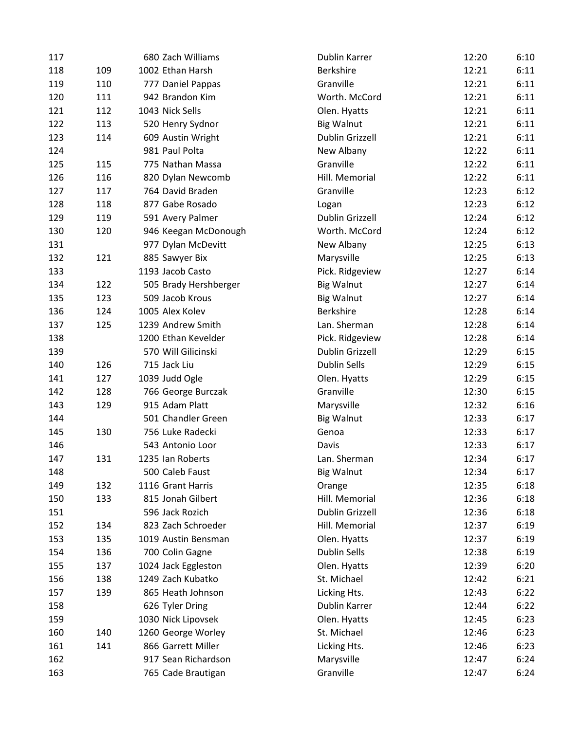| | | | | | |
|---|---|---|---|---|---|
| 117 | | 680 Zach Williams | Dublin Karrer | 12:20 | 6:10 |
| 118 | 109 | 1002 Ethan Harsh | Berkshire | 12:21 | 6:11 |
| 119 | 110 | 777 Daniel Pappas | Granville | 12:21 | 6:11 |
| 120 | 111 | 942 Brandon Kim | Worth. McCord | 12:21 | 6:11 |
| 121 | 112 | 1043 Nick Sells | Olen. Hyatts | 12:21 | 6:11 |
| 122 | 113 | 520 Henry Sydnor | Big Walnut | 12:21 | 6:11 |
| 123 | 114 | 609 Austin Wright | Dublin Grizzell | 12:21 | 6:11 |
| 124 | | 981 Paul Polta | New Albany | 12:22 | 6:11 |
| 125 | 115 | 775 Nathan Massa | Granville | 12:22 | 6:11 |
| 126 | 116 | 820 Dylan Newcomb | Hill. Memorial | 12:22 | 6:11 |
| 127 | 117 | 764 David Braden | Granville | 12:23 | 6:12 |
| 128 | 118 | 877 Gabe Rosado | Logan | 12:23 | 6:12 |
| 129 | 119 | 591 Avery Palmer | Dublin Grizzell | 12:24 | 6:12 |
| 130 | 120 | 946 Keegan McDonough | Worth. McCord | 12:24 | 6:12 |
| 131 | | 977 Dylan McDevitt | New Albany | 12:25 | 6:13 |
| 132 | 121 | 885 Sawyer Bix | Marysville | 12:25 | 6:13 |
| 133 | | 1193 Jacob Casto | Pick. Ridgeview | 12:27 | 6:14 |
| 134 | 122 | 505 Brady Hershberger | Big Walnut | 12:27 | 6:14 |
| 135 | 123 | 509 Jacob Krous | Big Walnut | 12:27 | 6:14 |
| 136 | 124 | 1005 Alex Kolev | Berkshire | 12:28 | 6:14 |
| 137 | 125 | 1239 Andrew Smith | Lan. Sherman | 12:28 | 6:14 |
| 138 | | 1200 Ethan Kevelder | Pick. Ridgeview | 12:28 | 6:14 |
| 139 | | 570 Will Gilicinski | Dublin Grizzell | 12:29 | 6:15 |
| 140 | 126 | 715 Jack Liu | Dublin Sells | 12:29 | 6:15 |
| 141 | 127 | 1039 Judd Ogle | Olen. Hyatts | 12:29 | 6:15 |
| 142 | 128 | 766 George Burczak | Granville | 12:30 | 6:15 |
| 143 | 129 | 915 Adam Platt | Marysville | 12:32 | 6:16 |
| 144 | | 501 Chandler Green | Big Walnut | 12:33 | 6:17 |
| 145 | 130 | 756 Luke Radecki | Genoa | 12:33 | 6:17 |
| 146 | | 543 Antonio Loor | Davis | 12:33 | 6:17 |
| 147 | 131 | 1235 Ian Roberts | Lan. Sherman | 12:34 | 6:17 |
| 148 | | 500 Caleb Faust | Big Walnut | 12:34 | 6:17 |
| 149 | 132 | 1116 Grant Harris | Orange | 12:35 | 6:18 |
| 150 | 133 | 815 Jonah Gilbert | Hill. Memorial | 12:36 | 6:18 |
| 151 | | 596 Jack Rozich | Dublin Grizzell | 12:36 | 6:18 |
| 152 | 134 | 823 Zach Schroeder | Hill. Memorial | 12:37 | 6:19 |
| 153 | 135 | 1019 Austin Bensman | Olen. Hyatts | 12:37 | 6:19 |
| 154 | 136 | 700 Colin Gagne | Dublin Sells | 12:38 | 6:19 |
| 155 | 137 | 1024 Jack Eggleston | Olen. Hyatts | 12:39 | 6:20 |
| 156 | 138 | 1249 Zach Kubatko | St. Michael | 12:42 | 6:21 |
| 157 | 139 | 865 Heath Johnson | Licking Hts. | 12:43 | 6:22 |
| 158 | | 626 Tyler Dring | Dublin Karrer | 12:44 | 6:22 |
| 159 | | 1030 Nick Lipovsek | Olen. Hyatts | 12:45 | 6:23 |
| 160 | 140 | 1260 George Worley | St. Michael | 12:46 | 6:23 |
| 161 | 141 | 866 Garrett Miller | Licking Hts. | 12:46 | 6:23 |
| 162 | | 917 Sean Richardson | Marysville | 12:47 | 6:24 |
| 163 | | 765 Cade Brautigan | Granville | 12:47 | 6:24 |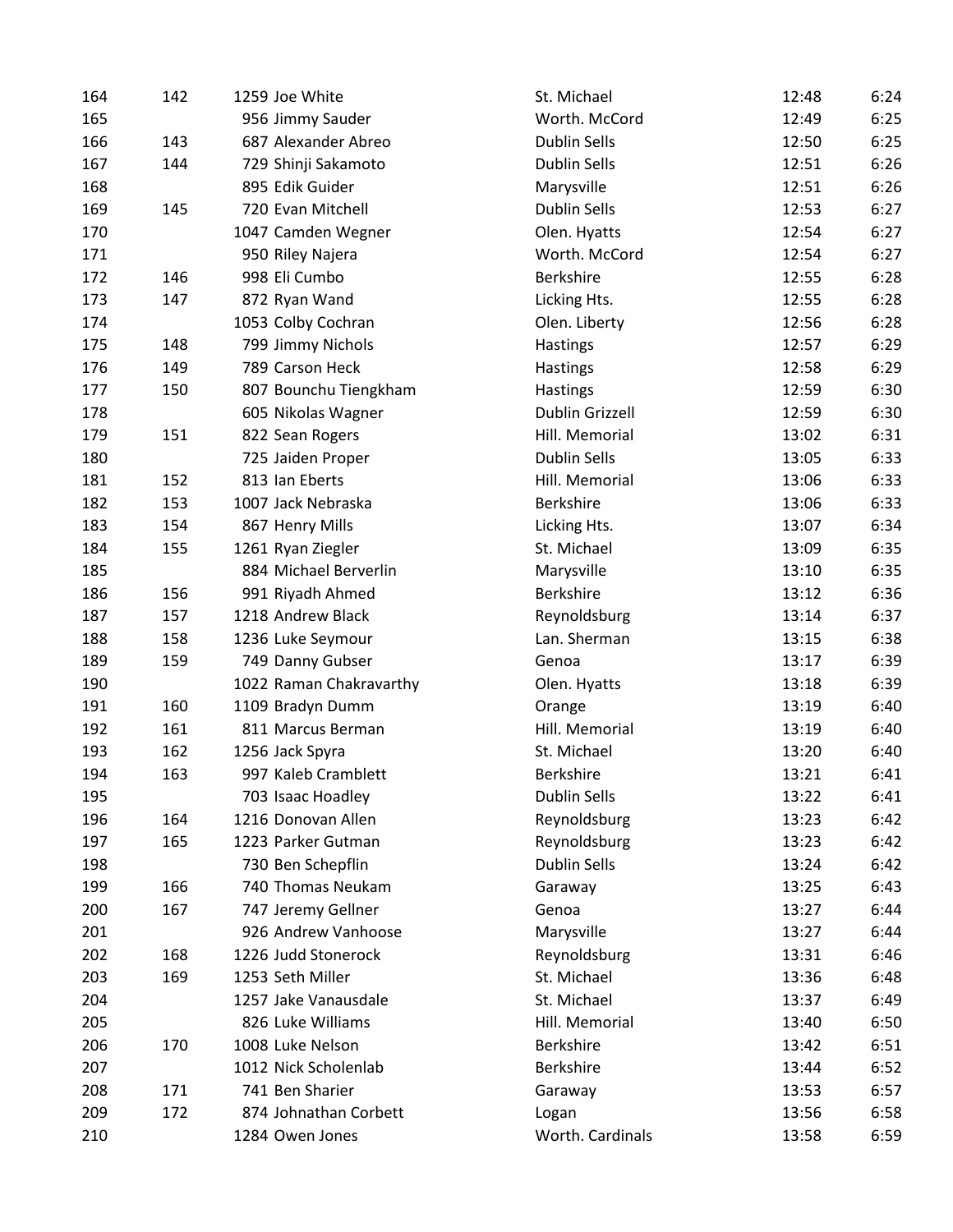| | | | | | |
|---|---|---|---|---|---|
| 164 | 142 | 1259 Joe White | St. Michael | 12:48 | 6:24 |
| 165 | | 956 Jimmy Sauder | Worth. McCord | 12:49 | 6:25 |
| 166 | 143 | 687 Alexander Abreo | Dublin Sells | 12:50 | 6:25 |
| 167 | 144 | 729 Shinji Sakamoto | Dublin Sells | 12:51 | 6:26 |
| 168 | | 895 Edik Guider | Marysville | 12:51 | 6:26 |
| 169 | 145 | 720 Evan Mitchell | Dublin Sells | 12:53 | 6:27 |
| 170 | | 1047 Camden Wegner | Olen. Hyatts | 12:54 | 6:27 |
| 171 | | 950 Riley Najera | Worth. McCord | 12:54 | 6:27 |
| 172 | 146 | 998 Eli Cumbo | Berkshire | 12:55 | 6:28 |
| 173 | 147 | 872 Ryan Wand | Licking Hts. | 12:55 | 6:28 |
| 174 | | 1053 Colby Cochran | Olen. Liberty | 12:56 | 6:28 |
| 175 | 148 | 799 Jimmy Nichols | Hastings | 12:57 | 6:29 |
| 176 | 149 | 789 Carson Heck | Hastings | 12:58 | 6:29 |
| 177 | 150 | 807 Bounchu Tiengkham | Hastings | 12:59 | 6:30 |
| 178 | | 605 Nikolas Wagner | Dublin Grizzell | 12:59 | 6:30 |
| 179 | 151 | 822 Sean Rogers | Hill. Memorial | 13:02 | 6:31 |
| 180 | | 725 Jaiden Proper | Dublin Sells | 13:05 | 6:33 |
| 181 | 152 | 813 Ian Eberts | Hill. Memorial | 13:06 | 6:33 |
| 182 | 153 | 1007 Jack Nebraska | Berkshire | 13:06 | 6:33 |
| 183 | 154 | 867 Henry Mills | Licking Hts. | 13:07 | 6:34 |
| 184 | 155 | 1261 Ryan Ziegler | St. Michael | 13:09 | 6:35 |
| 185 | | 884 Michael Berverlin | Marysville | 13:10 | 6:35 |
| 186 | 156 | 991 Riyadh Ahmed | Berkshire | 13:12 | 6:36 |
| 187 | 157 | 1218 Andrew Black | Reynoldsburg | 13:14 | 6:37 |
| 188 | 158 | 1236 Luke Seymour | Lan. Sherman | 13:15 | 6:38 |
| 189 | 159 | 749 Danny Gubser | Genoa | 13:17 | 6:39 |
| 190 | | 1022 Raman Chakravarthy | Olen. Hyatts | 13:18 | 6:39 |
| 191 | 160 | 1109 Bradyn Dumm | Orange | 13:19 | 6:40 |
| 192 | 161 | 811 Marcus Berman | Hill. Memorial | 13:19 | 6:40 |
| 193 | 162 | 1256 Jack Spyra | St. Michael | 13:20 | 6:40 |
| 194 | 163 | 997 Kaleb Cramblett | Berkshire | 13:21 | 6:41 |
| 195 | | 703 Isaac Hoadley | Dublin Sells | 13:22 | 6:41 |
| 196 | 164 | 1216 Donovan Allen | Reynoldsburg | 13:23 | 6:42 |
| 197 | 165 | 1223 Parker Gutman | Reynoldsburg | 13:23 | 6:42 |
| 198 | | 730 Ben Schepflin | Dublin Sells | 13:24 | 6:42 |
| 199 | 166 | 740 Thomas Neukam | Garaway | 13:25 | 6:43 |
| 200 | 167 | 747 Jeremy Gellner | Genoa | 13:27 | 6:44 |
| 201 | | 926 Andrew Vanhoose | Marysville | 13:27 | 6:44 |
| 202 | 168 | 1226 Judd Stonerock | Reynoldsburg | 13:31 | 6:46 |
| 203 | 169 | 1253 Seth Miller | St. Michael | 13:36 | 6:48 |
| 204 | | 1257 Jake Vanausdale | St. Michael | 13:37 | 6:49 |
| 205 | | 826 Luke Williams | Hill. Memorial | 13:40 | 6:50 |
| 206 | 170 | 1008 Luke Nelson | Berkshire | 13:42 | 6:51 |
| 207 | | 1012 Nick Scholenlab | Berkshire | 13:44 | 6:52 |
| 208 | 171 | 741 Ben Sharier | Garaway | 13:53 | 6:57 |
| 209 | 172 | 874 Johnathan Corbett | Logan | 13:56 | 6:58 |
| 210 | | 1284 Owen Jones | Worth. Cardinals | 13:58 | 6:59 |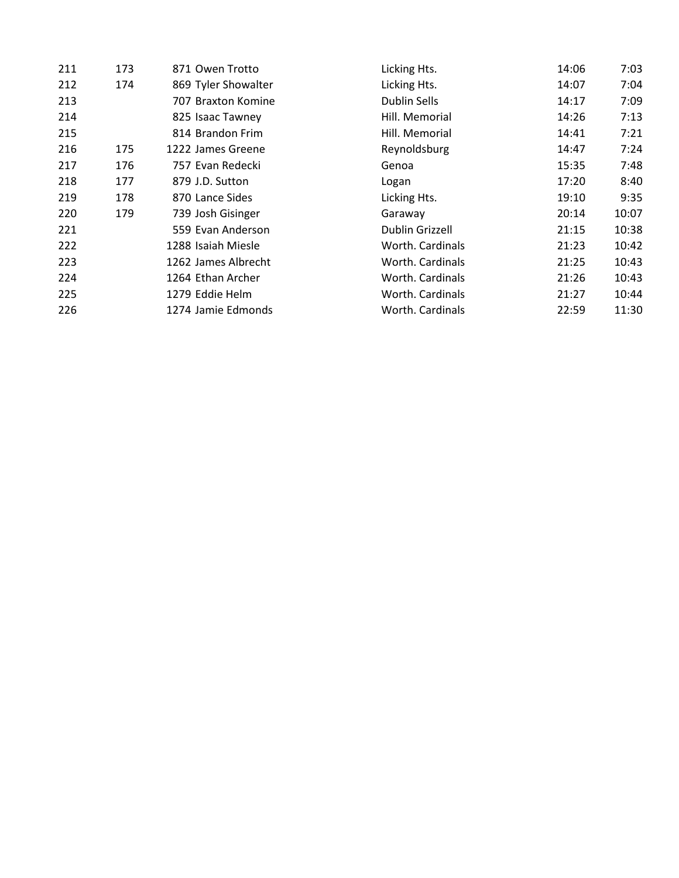| | | | | | | |
|---|---|---|---|---|---|---|
| 211 | 173 | 871 | Owen Trotto | Licking Hts. | 14:06 | 7:03 |
| 212 | 174 | 869 | Tyler Showalter | Licking Hts. | 14:07 | 7:04 |
| 213 | | 707 | Braxton Komine | Dublin Sells | 14:17 | 7:09 |
| 214 | | 825 | Isaac Tawney | Hill. Memorial | 14:26 | 7:13 |
| 215 | | 814 | Brandon Frim | Hill. Memorial | 14:41 | 7:21 |
| 216 | 175 | 1222 | James Greene | Reynoldsburg | 14:47 | 7:24 |
| 217 | 176 | 757 | Evan Redecki | Genoa | 15:35 | 7:48 |
| 218 | 177 | 879 | J.D. Sutton | Logan | 17:20 | 8:40 |
| 219 | 178 | 870 | Lance Sides | Licking Hts. | 19:10 | 9:35 |
| 220 | 179 | 739 | Josh Gisinger | Garaway | 20:14 | 10:07 |
| 221 | | 559 | Evan Anderson | Dublin Grizzell | 21:15 | 10:38 |
| 222 | | 1288 | Isaiah Miesle | Worth. Cardinals | 21:23 | 10:42 |
| 223 | | 1262 | James Albrecht | Worth. Cardinals | 21:25 | 10:43 |
| 224 | | 1264 | Ethan Archer | Worth. Cardinals | 21:26 | 10:43 |
| 225 | | 1279 | Eddie Helm | Worth. Cardinals | 21:27 | 10:44 |
| 226 | | 1274 | Jamie Edmonds | Worth. Cardinals | 22:59 | 11:30 |